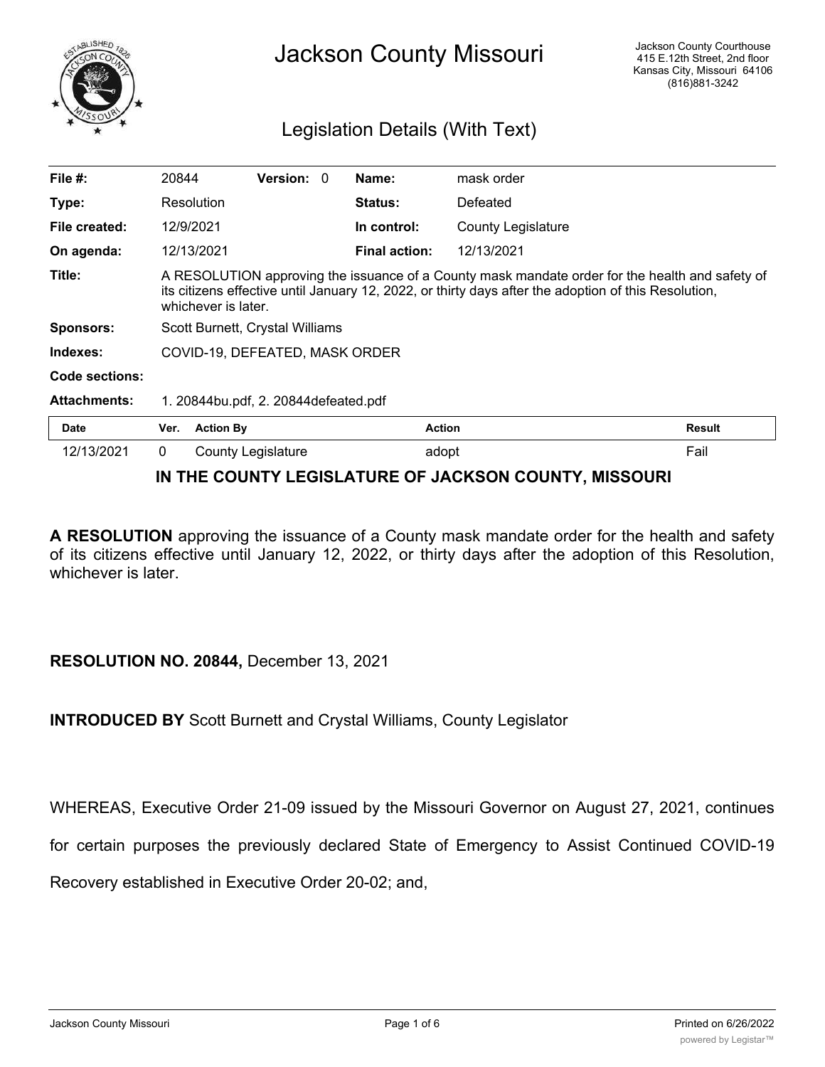# Jackson County Missouri

Jackson County Courthouse
415 E.12th Street, 2nd floor
Kansas City, Missouri 64106
(816)881-3242

## Legislation Details (With Text)

| | | | |
|---|---|---|---|
| **File #:** | 20844 **Version:** 0 | **Name:** | mask order |
| **Type:** | Resolution | **Status:** | Defeated |
| **File created:** | 12/9/2021 | **In control:** | County Legislature |
| **On agenda:** | 12/13/2021 | **Final action:** | 12/13/2021 |
| **Title:** | A RESOLUTION approving the issuance of a County mask mandate order for the health and safety of its citizens effective until January 12, 2022, or thirty days after the adoption of this Resolution, whichever is later. | | |
| **Sponsors:** | Scott Burnett, Crystal Williams | | |
| **Indexes:** | COVID-19, DEFEATED, MASK ORDER | | |
| **Code sections:** | | | |
| **Attachments:** | 1. 20844bu.pdf, 2. 20844defeated.pdf | | |

| Date | Ver. | Action By | Action | Result |
|---|---|---|---|---|
| 12/13/2021 | 0 | County Legislature | adopt | Fail |

**IN THE COUNTY LEGISLATURE OF JACKSON COUNTY, MISSOURI**

**A RESOLUTION** approving the issuance of a County mask mandate order for the health and safety of its citizens effective until January 12, 2022, or thirty days after the adoption of this Resolution, whichever is later.

**RESOLUTION NO. 20844,** December 13, 2021

**INTRODUCED BY** Scott Burnett and Crystal Williams, County Legislator

WHEREAS, Executive Order 21-09 issued by the Missouri Governor on August 27, 2021, continues for certain purposes the previously declared State of Emergency to Assist Continued COVID-19 Recovery established in Executive Order 20-02; and,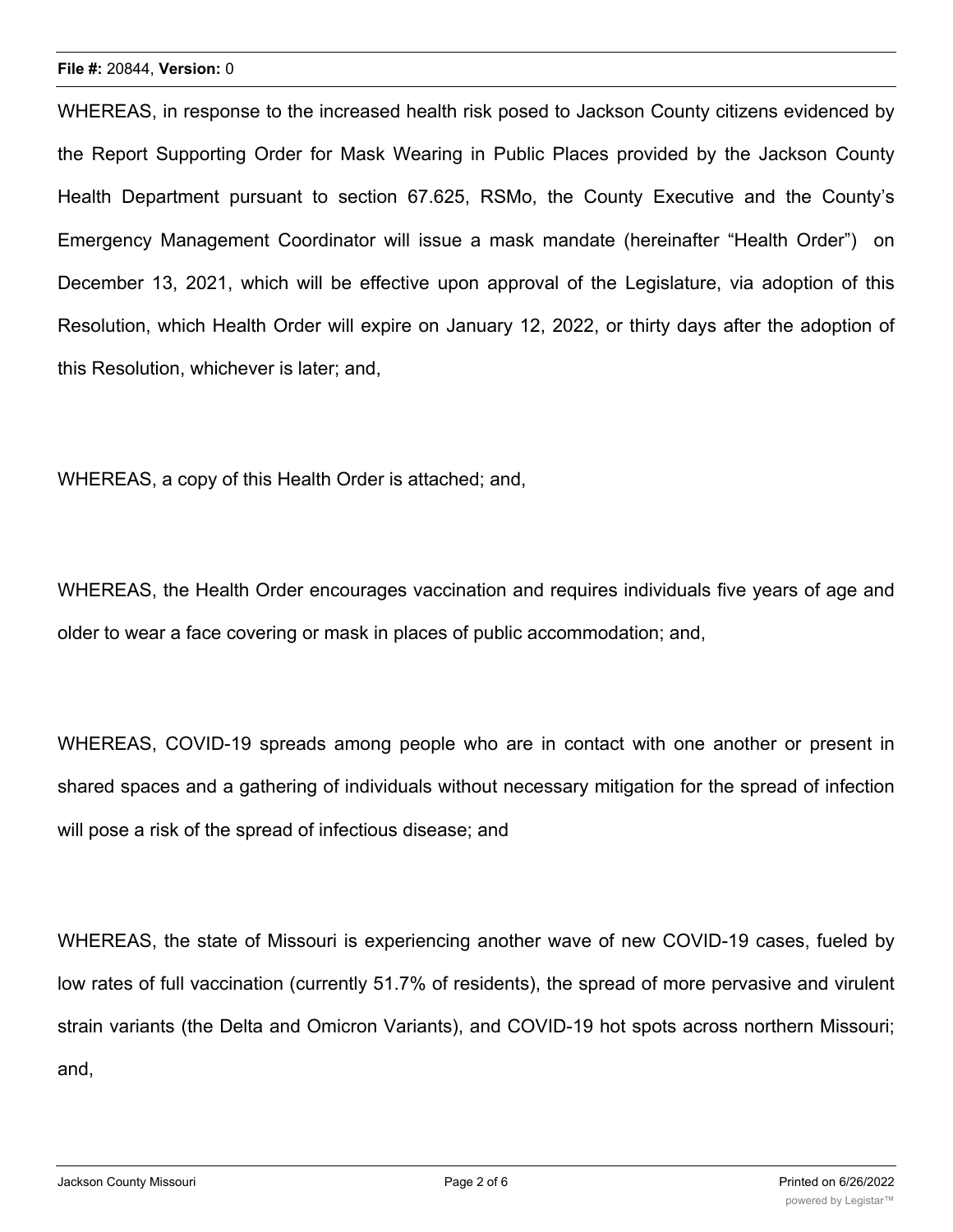WHEREAS, in response to the increased health risk posed to Jackson County citizens evidenced by the Report Supporting Order for Mask Wearing in Public Places provided by the Jackson County Health Department pursuant to section 67.625, RSMo, the County Executive and the County's Emergency Management Coordinator will issue a mask mandate (hereinafter "Health Order") on December 13, 2021, which will be effective upon approval of the Legislature, via adoption of this Resolution, which Health Order will expire on January 12, 2022, or thirty days after the adoption of this Resolution, whichever is later; and,

WHEREAS, a copy of this Health Order is attached; and,

WHEREAS, the Health Order encourages vaccination and requires individuals five years of age and older to wear a face covering or mask in places of public accommodation; and,

WHEREAS, COVID-19 spreads among people who are in contact with one another or present in shared spaces and a gathering of individuals without necessary mitigation for the spread of infection will pose a risk of the spread of infectious disease; and

WHEREAS, the state of Missouri is experiencing another wave of new COVID-19 cases, fueled by low rates of full vaccination (currently 51.7% of residents), the spread of more pervasive and virulent strain variants (the Delta and Omicron Variants), and COVID-19 hot spots across northern Missouri; and,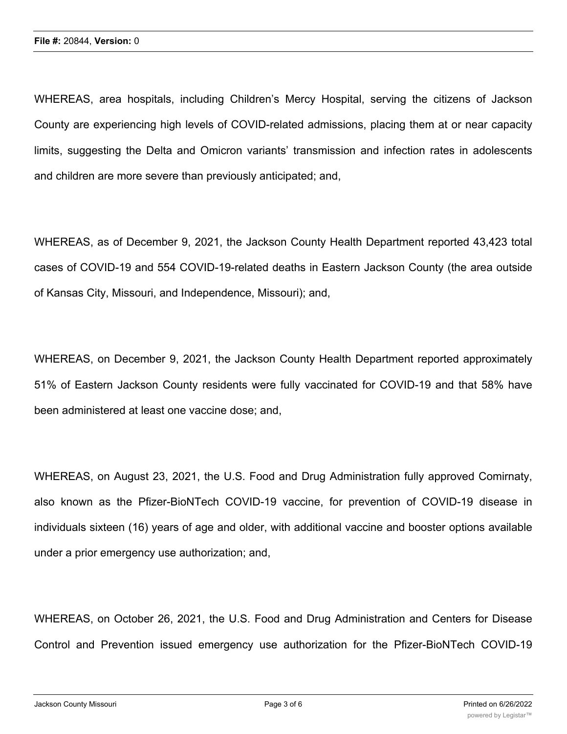WHEREAS, area hospitals, including Children's Mercy Hospital, serving the citizens of Jackson County are experiencing high levels of COVID-related admissions, placing them at or near capacity limits, suggesting the Delta and Omicron variants' transmission and infection rates in adolescents and children are more severe than previously anticipated; and,

WHEREAS, as of December 9, 2021, the Jackson County Health Department reported 43,423 total cases of COVID-19 and 554 COVID-19-related deaths in Eastern Jackson County (the area outside of Kansas City, Missouri, and Independence, Missouri); and,

WHEREAS, on December 9, 2021, the Jackson County Health Department reported approximately 51% of Eastern Jackson County residents were fully vaccinated for COVID-19 and that 58% have been administered at least one vaccine dose; and,

WHEREAS, on August 23, 2021, the U.S. Food and Drug Administration fully approved Comirnaty, also known as the Pfizer-BioNTech COVID-19 vaccine, for prevention of COVID-19 disease in individuals sixteen (16) years of age and older, with additional vaccine and booster options available under a prior emergency use authorization; and,

WHEREAS, on October 26, 2021, the U.S. Food and Drug Administration and Centers for Disease Control and Prevention issued emergency use authorization for the Pfizer-BioNTech COVID-19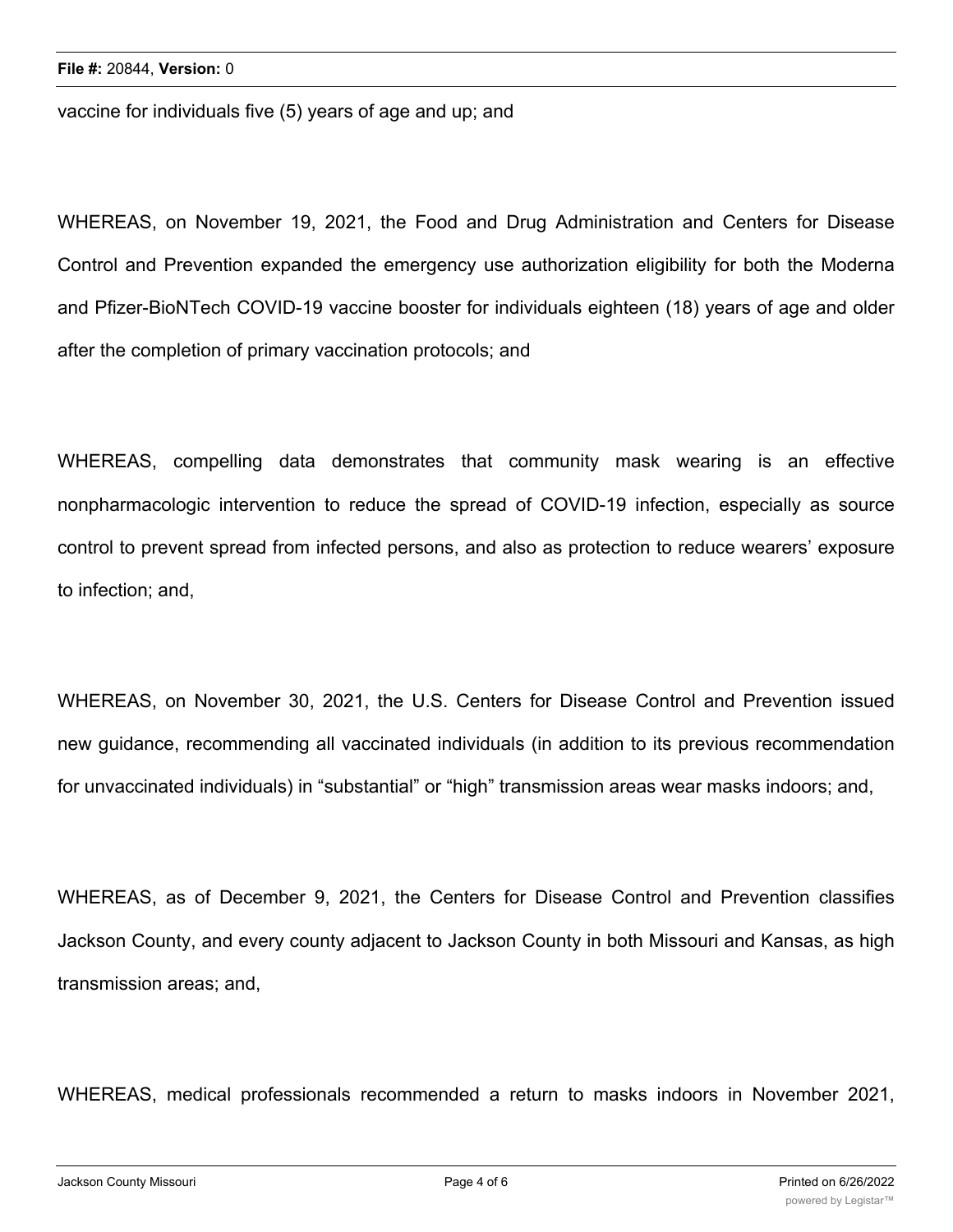vaccine for individuals five (5) years of age and up; and

WHEREAS, on November 19, 2021, the Food and Drug Administration and Centers for Disease Control and Prevention expanded the emergency use authorization eligibility for both the Moderna and Pfizer-BioNTech COVID-19 vaccine booster for individuals eighteen (18) years of age and older after the completion of primary vaccination protocols; and

WHEREAS, compelling data demonstrates that community mask wearing is an effective nonpharmacologic intervention to reduce the spread of COVID-19 infection, especially as source control to prevent spread from infected persons, and also as protection to reduce wearers' exposure to infection; and,

WHEREAS, on November 30, 2021, the U.S. Centers for Disease Control and Prevention issued new guidance, recommending all vaccinated individuals (in addition to its previous recommendation for unvaccinated individuals) in "substantial" or "high" transmission areas wear masks indoors; and,

WHEREAS, as of December 9, 2021, the Centers for Disease Control and Prevention classifies Jackson County, and every county adjacent to Jackson County in both Missouri and Kansas, as high transmission areas; and,

WHEREAS, medical professionals recommended a return to masks indoors in November 2021,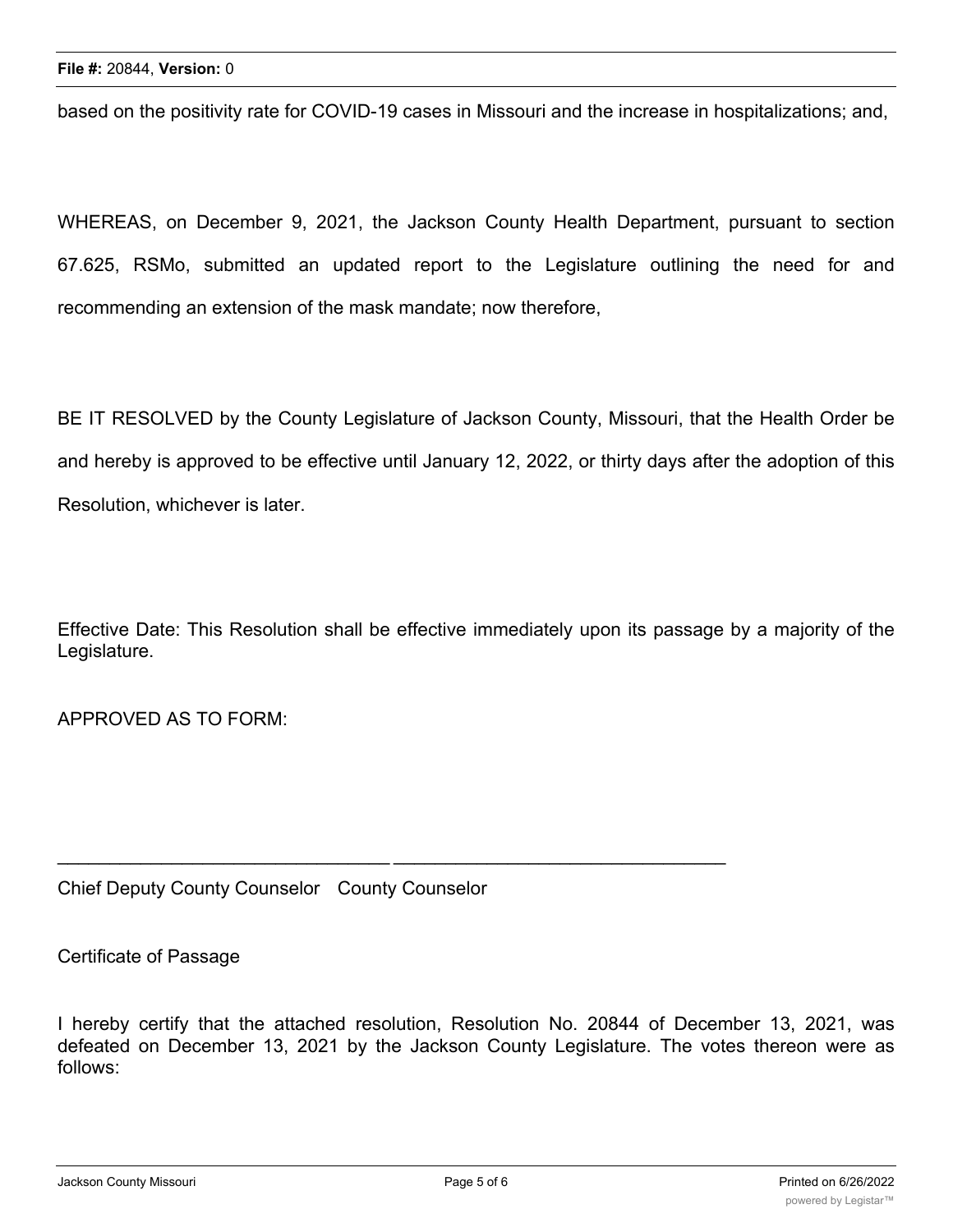based on the positivity rate for COVID-19 cases in Missouri and the increase in hospitalizations; and,

WHEREAS, on December 9, 2021, the Jackson County Health Department, pursuant to section 67.625, RSMo, submitted an updated report to the Legislature outlining the need for and recommending an extension of the mask mandate; now therefore,

BE IT RESOLVED by the County Legislature of Jackson County, Missouri, that the Health Order be and hereby is approved to be effective until January 12, 2022, or thirty days after the adoption of this Resolution, whichever is later.

Effective Date: This Resolution shall be effective immediately upon its passage by a majority of the Legislature.

APPROVED AS TO FORM:

\_\_\_\_\_\_\_\_\_\_\_\_\_\_\_\_\_\_\_\_\_\_\_\_\_\_\_\_\_\_\_\_ \_\_\_\_\_\_\_\_\_\_\_\_\_\_\_\_\_\_\_\_\_\_\_\_\_\_\_\_\_\_\_\_

Chief Deputy County Counselor County Counselor

Certificate of Passage

I hereby certify that the attached resolution, Resolution No. 20844 of December 13, 2021, was defeated on December 13, 2021 by the Jackson County Legislature. The votes thereon were as follows: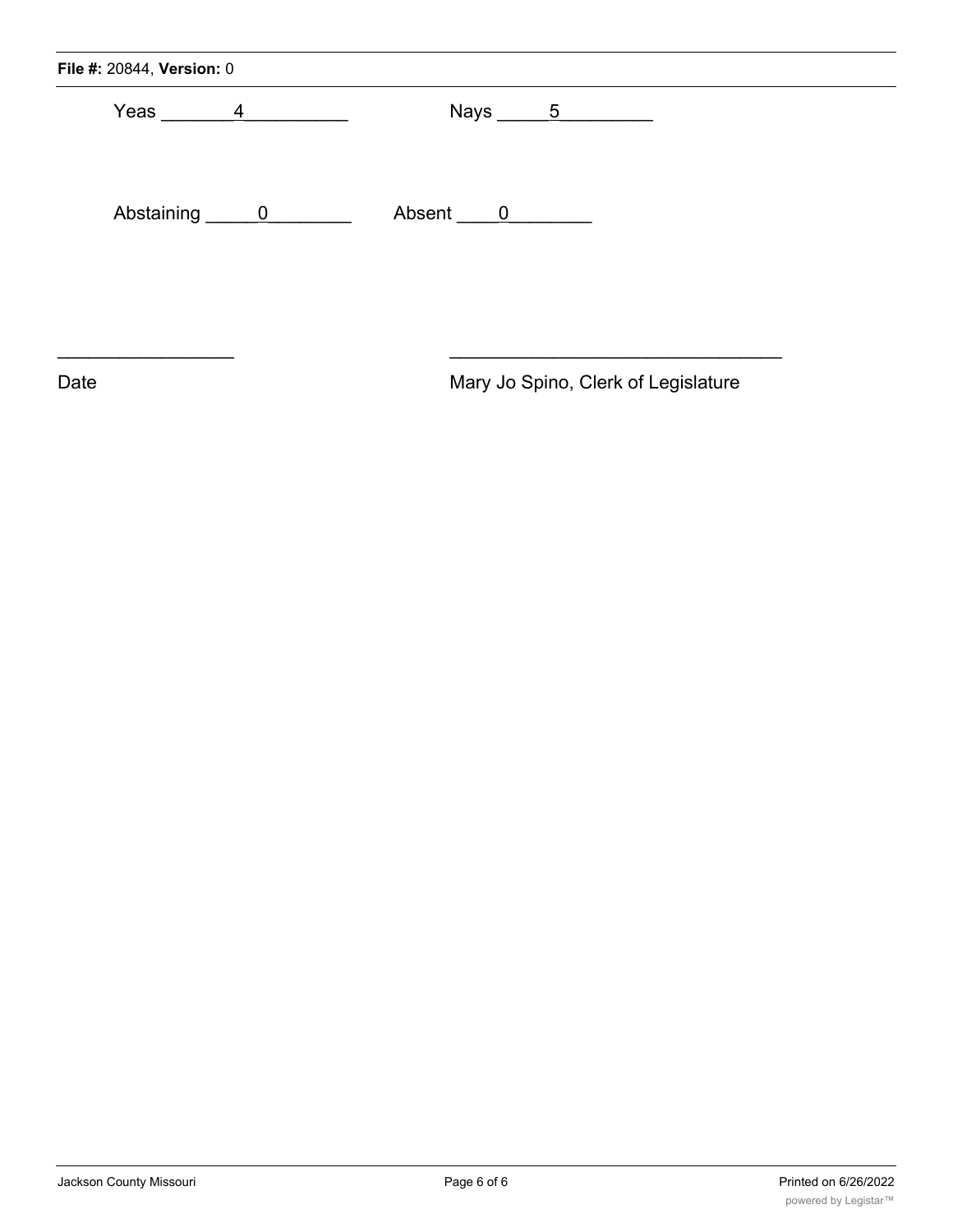Yeas _______4_________ Nays _____5________

Abstaining _____0________ Absent ____0________

________________ ________________________________

Date Mary Jo Spino, Clerk of Legislature